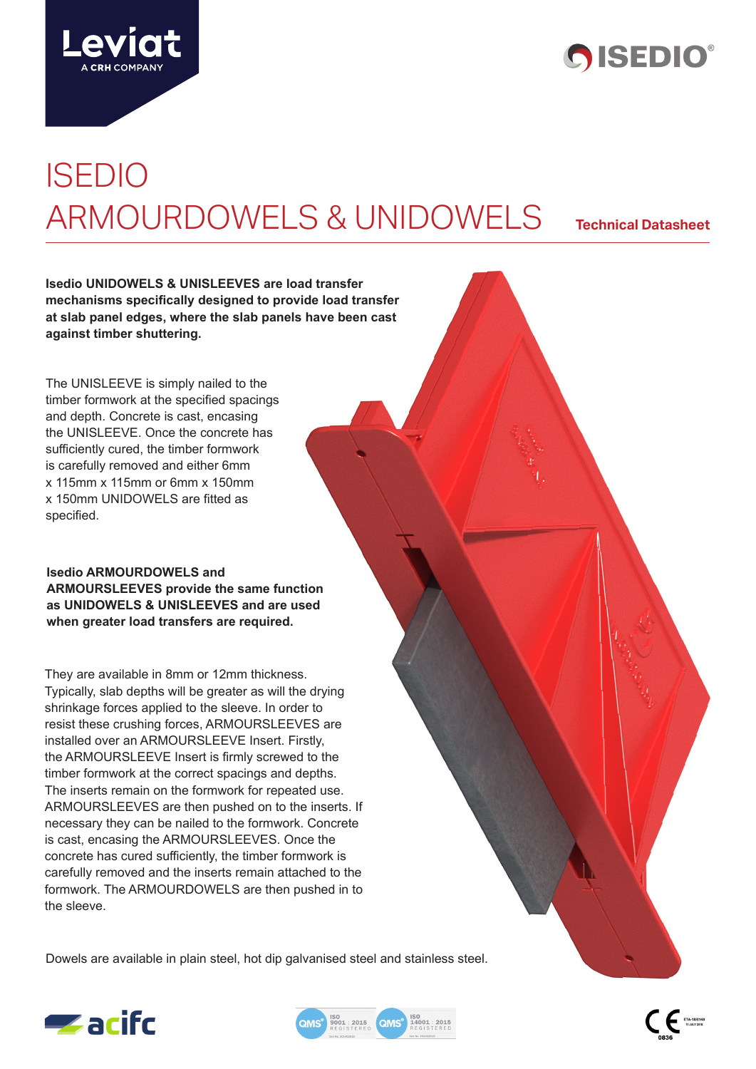# ISEDIO ARMOURDOWELS & UNIDOWELS

**Technical Datasheet**

**Isedio UNIDOWELS & UNISLEEVES are load transfer mechanisms specifically designed to provide load transfer at slab panel edges, where the slab panels have been cast against timber shuttering.**

The UNISLEEVE is simply nailed to the timber formwork at the specified spacings and depth. Concrete is cast, encasing the UNISLEEVE. Once the concrete has sufficiently cured, the timber formwork is carefully removed and either 6mm x 115mm x 115mm or 6mm x 150mm x 150mm UNIDOWELS are fitted as specified.

**Isedio ARMOURDOWELS and ARMOURSLEEVES provide the same function as UNIDOWELS & UNISLEEVES and are used when greater load transfers are required.**

They are available in 8mm or 12mm thickness. Typically, slab depths will be greater as will the drying shrinkage forces applied to the sleeve. In order to resist these crushing forces, ARMOURSLEEVES are installed over an ARMOURSLEEVE Insert. Firstly, the ARMOURSLEEVE Insert is firmly screwed to the timber formwork at the correct spacings and depths. The inserts remain on the formwork for repeated use. ARMOURSLEEVES are then pushed on to the inserts. If necessary they can be nailed to the formwork. Concrete is cast, encasing the ARMOURSLEEVES. Once the concrete has cured sufficiently, the timber formwork is carefully removed and the inserts remain attached to the formwork. The ARMOURDOWELS are then pushed in to the sleeve.

Dowels are available in plain steel, hot dip galvanised steel and stainless steel.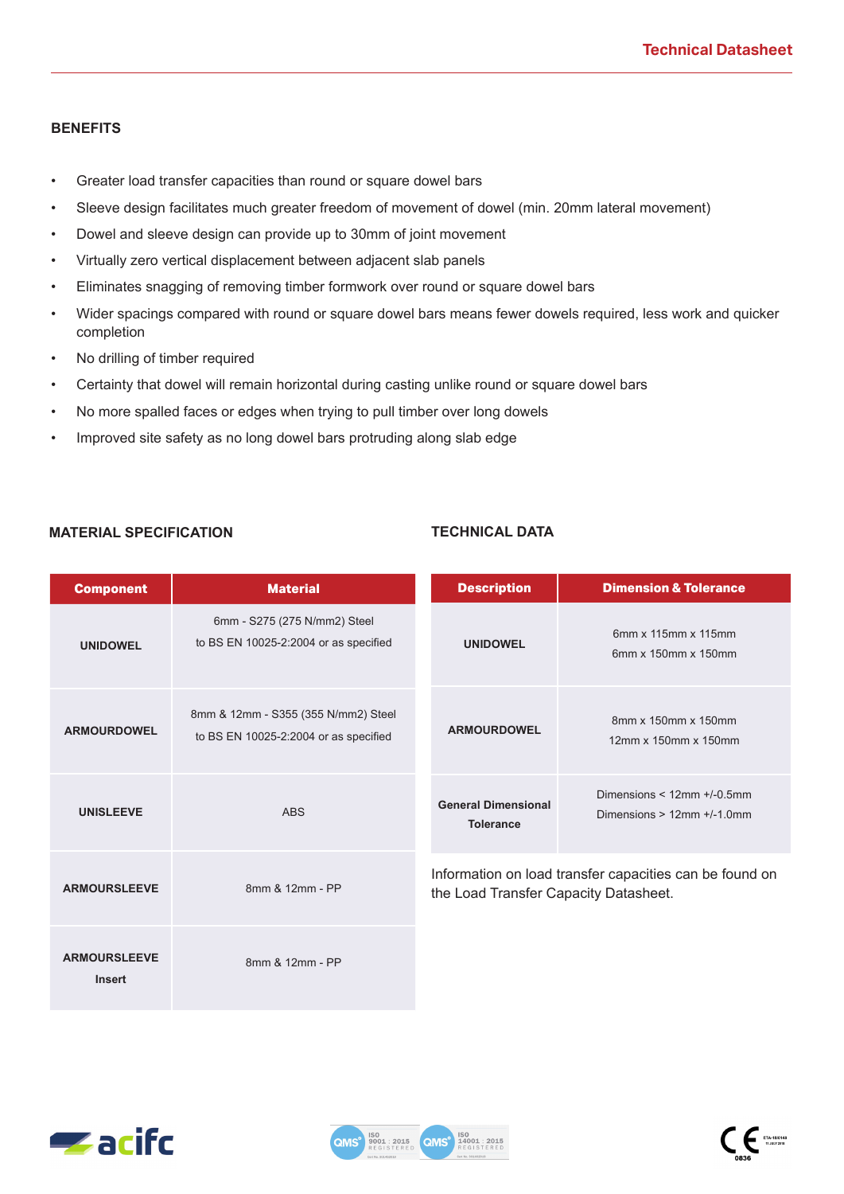## BENEFITS

- Greater load transfer capacities than round or square dowel bars
- Sleeve design facilitates much greater freedom of movement of dowel (min. 20mm lateral movement)
- Dowel and sleeve design can provide up to 30mm of joint movement
- Virtually zero vertical displacement between adjacent slab panels
- Eliminates snagging of removing timber formwork over round or square dowel bars
- Wider spacings compared with round or square dowel bars means fewer dowels required, less work and quicker completion
- No drilling of timber required
- Certainty that dowel will remain horizontal during casting unlike round or square dowel bars
- No more spalled faces or edges when trying to pull timber over long dowels
- Improved site safety as no long dowel bars protruding along slab edge

## MATERIAL SPECIFICATION

| Component | Material |
|---|---|
| UNIDOWEL | 6mm - S275 (275 N/mm2) Steel to BS EN 10025-2:2004 or as specified |
| ARMOURDOWEL | 8mm & 12mm - S355 (355 N/mm2) Steel to BS EN 10025-2:2004 or as specified |
| UNISLEEVE | ABS |
| ARMOURSLEEVE | 8mm & 12mm - PP |
| ARMOURSLEEVE Insert | 8mm & 12mm - PP |

## TECHNICAL DATA

| Description | Dimension & Tolerance |
|---|---|
| UNIDOWEL | 6mm x 115mm x 115mm<br>6mm x 150mm x 150mm |
| ARMOURDOWEL | 8mm x 150mm x 150mm<br>12mm x 150mm x 150mm |
| General Dimensional Tolerance | Dimensions < 12mm +/-0.5mm<br>Dimensions > 12mm +/-1.0mm |

Information on load transfer capacities can be found on the Load Transfer Capacity Datasheet.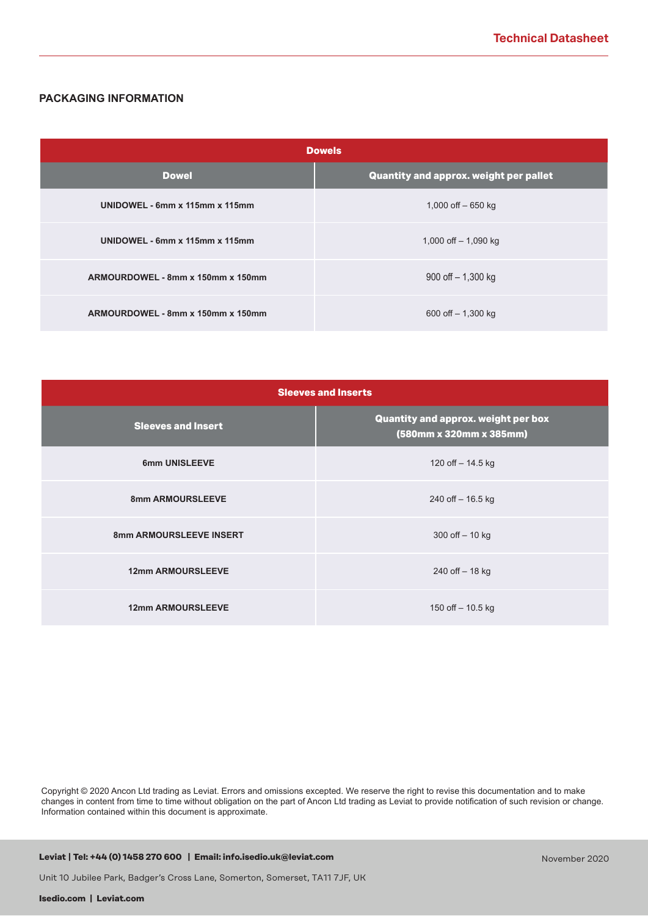## PACKAGING INFORMATION

| Dowels | |
|---|---|
| **Dowel** | **Quantity and approx. weight per pallet** |
| **UNIDOWEL - 6mm x 115mm x 115mm** | 1,000 off – 650 kg |
| **UNIDOWEL - 6mm x 115mm x 115mm** | 1,000 off – 1,090 kg |
| **ARMOURDOWEL - 8mm x 150mm x 150mm** | 900 off – 1,300 kg |
| **ARMOURDOWEL - 8mm x 150mm x 150mm** | 600 off – 1,300 kg |

| Sleeves and Inserts | |
|---|---|
| **Sleeves and Insert** | **Quantity and approx. weight per box (580mm x 320mm x 385mm)** |
| **6mm UNISLEEVE** | 120 off – 14.5 kg |
| **8mm ARMOURSLEEVE** | 240 off – 16.5 kg |
| **8mm ARMOURSLEEVE INSERT** | 300 off – 10 kg |
| **12mm ARMOURSLEEVE** | 240 off – 18 kg |
| **12mm ARMOURSLEEVE** | 150 off – 10.5 kg |

Copyright © 2020 Ancon Ltd trading as Leviat. Errors and omissions excepted. We reserve the right to revise this documentation and to make changes in content from time to time without obligation on the part of Ancon Ltd trading as Leviat to provide notification of such revision or change. Information contained within this document is approximate.

**Leviat | Tel: +44 (0) 1458 270 600 | Email: info.isedio.uk@leviat.com**

November 2020

Unit 10 Jubilee Park, Badger's Cross Lane, Somerton, Somerset, TA11 7JF, UK

**Isedio.com | Leviat.com**